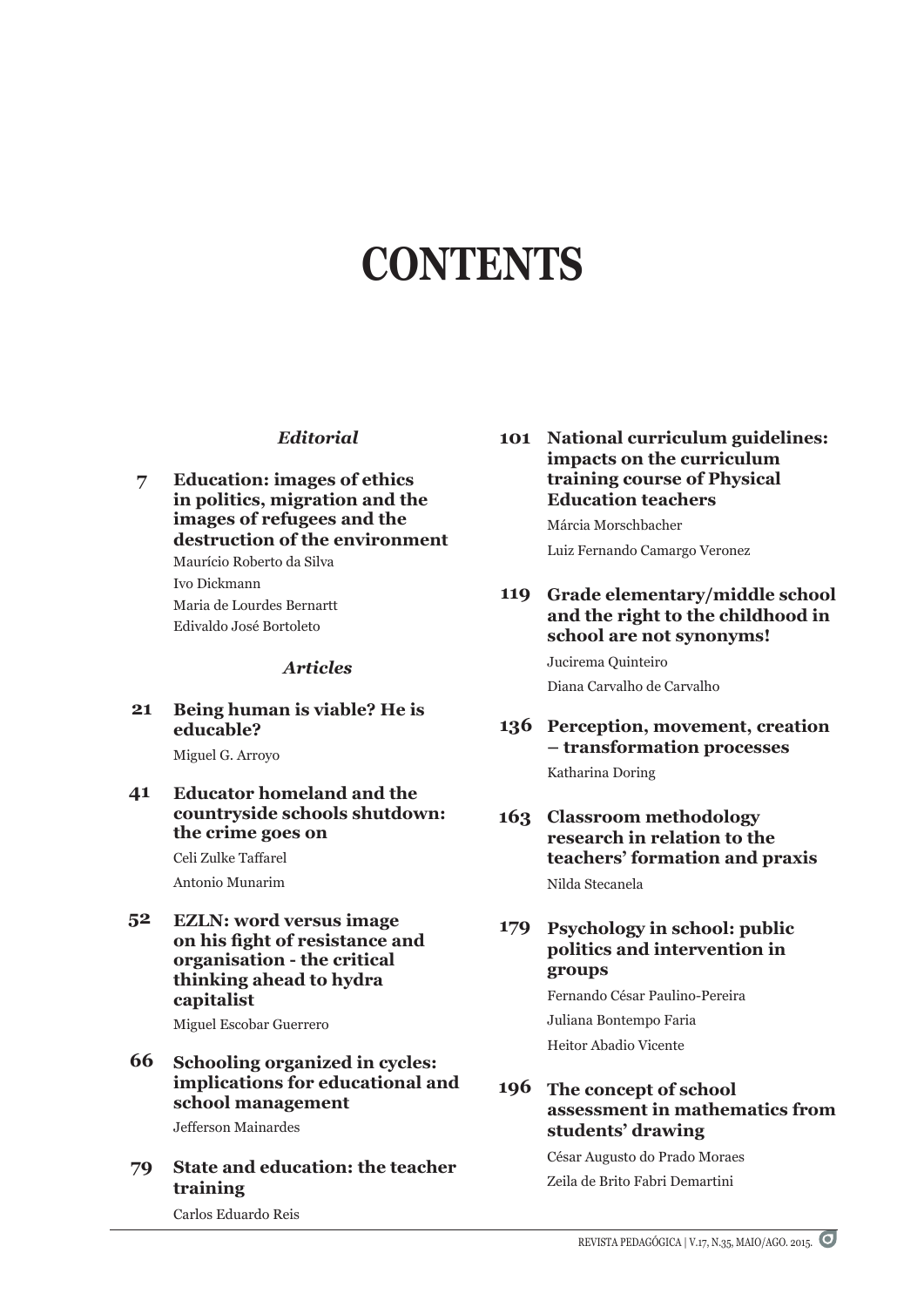# CONTENTS

*Editorial*

**7** **Education: images of ethics in politics, migration and the images of refugees and the destruction of the environment**
Maurício Roberto da Silva
Ivo Dickmann
Maria de Lourdes Bernartt
Edivaldo José Bortoleto

*Articles*

**21** **Being human is viable? He is educable?**
Miguel G. Arroyo

**41** **Educator homeland and the countryside schools shutdown: the crime goes on**
Celi Zulke Taffarel
Antonio Munarim

**52** **EZLN: word versus image on his fight of resistance and organisation - the critical thinking ahead to hydra capitalist**
Miguel Escobar Guerrero

**66** **Schooling organized in cycles: implications for educational and school management**
Jefferson Mainardes

**79** **State and education: the teacher training**
Carlos Eduardo Reis

**101** **National curriculum guidelines: impacts on the curriculum training course of Physical Education teachers**
Márcia Morschbacher
Luiz Fernando Camargo Veronez

**119** **Grade elementary/middle school and the right to the childhood in school are not synonyms!**
Jucirema Quinteiro
Diana Carvalho de Carvalho

**136** **Perception, movement, creation – transformation processes**
Katharina Doring

**163** **Classroom methodology research in relation to the teachers' formation and praxis**
Nilda Stecanela

**179** **Psychology in school: public politics and intervention in groups**
Fernando César Paulino-Pereira
Juliana Bontempo Faria
Heitor Abadio Vicente

**196** **The concept of school assessment in mathematics from students' drawing**
César Augusto do Prado Moraes
Zeila de Brito Fabri Demartini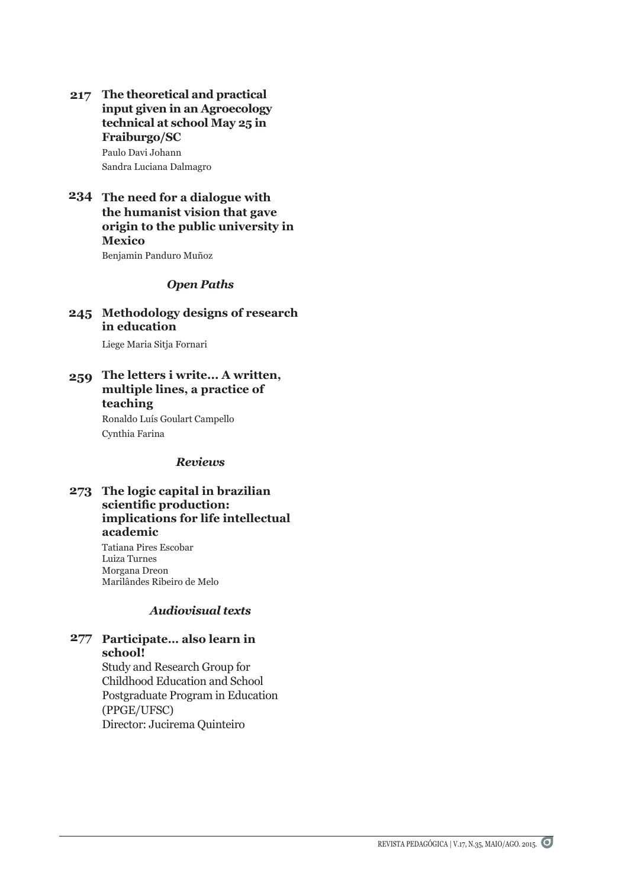**217 The theoretical and practical input given in an Agroecology technical at school May 25 in Fraiburgo/SC**

Paulo Davi Johann
Sandra Luciana Dalmagro

**234 The need for a dialogue with the humanist vision that gave origin to the public university in Mexico**

Benjamin Panduro Muñoz

### *Open Paths*

**245 Methodology designs of research in education**

Liege Maria Sitja Fornari

**259 The letters i write... A written, multiple lines, a practice of teaching**

Ronaldo Luís Goulart Campello
Cynthia Farina

### *Reviews*

**273 The logic capital in brazilian scientific production: implications for life intellectual academic**

Tatiana Pires Escobar
Luiza Turnes
Morgana Dreon
Marilândes Ribeiro de Melo

### *Audiovisual texts*

**277 Participate... also learn in school!**

Study and Research Group for Childhood Education and School
Postgraduate Program in Education (PPGE/UFSC)
Director: Jucirema Quinteiro